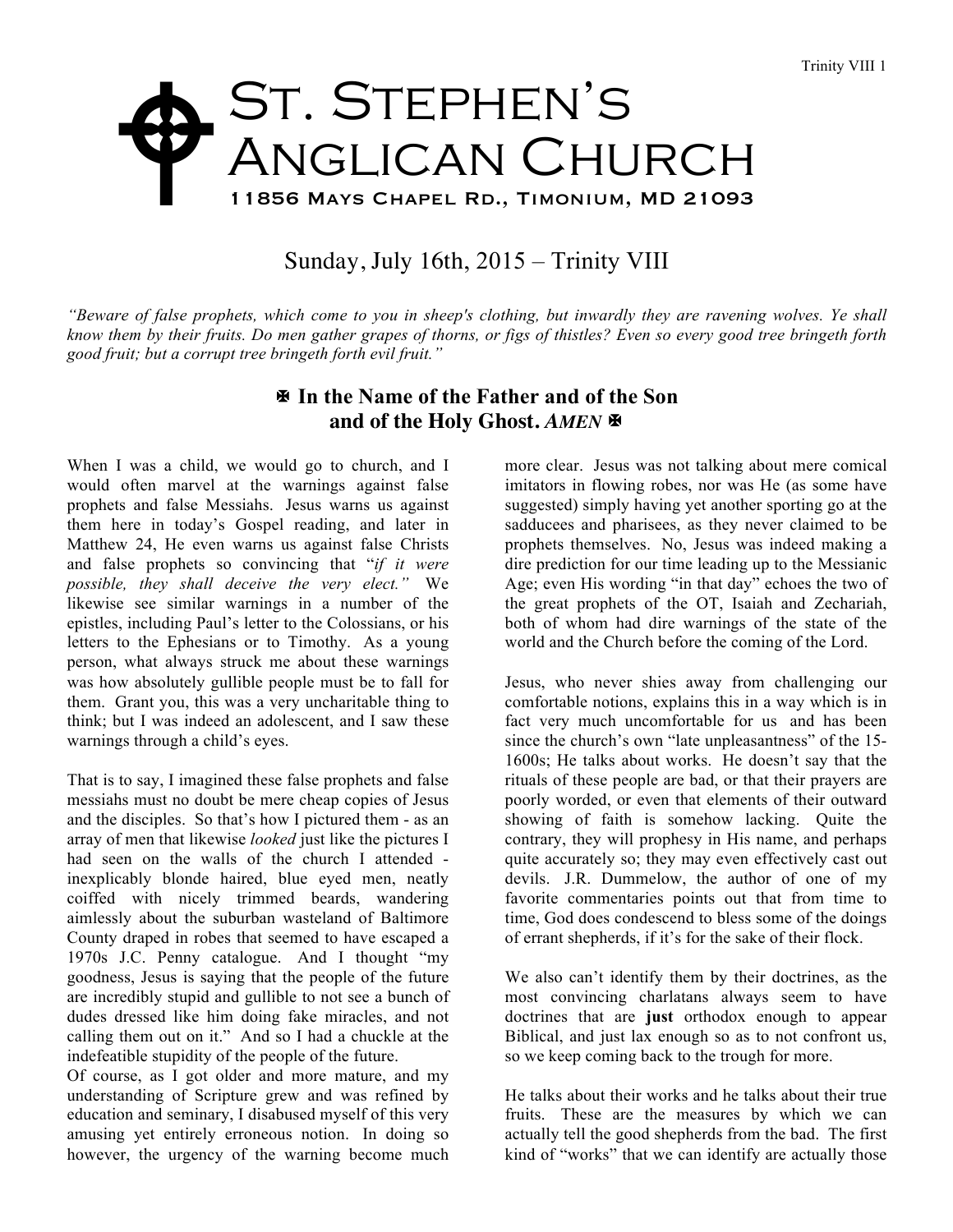# St. Stephen's Anglican Church

11856 Mays Chapel Rd., Timonium, MD 21093

## Sunday, July 16th, 2015 – Trinity VIII

*"Beware of false prophets, which come to you in sheep's clothing, but inwardly they are ravening wolves. Ye shall know them by their fruits. Do men gather grapes of thorns, or figs of thistles? Even so every good tree bringeth forth good fruit; but a corrupt tree bringeth forth evil fruit."*

### ✠ In the Name of the Father and of the Son and of the Holy Ghost. *AMEN* ✠

When I was a child, we would go to church, and I would often marvel at the warnings against false prophets and false Messiahs. Jesus warns us against them here in today's Gospel reading, and later in Matthew 24, He even warns us against false Christs and false prophets so convincing that "*if it were possible, they shall deceive the very elect.*" We likewise see similar warnings in a number of the epistles, including Paul's letter to the Colossians, or his letters to the Ephesians or to Timothy. As a young person, what always struck me about these warnings was how absolutely gullible people must be to fall for them. Grant you, this was a very uncharitable thing to think; but I was indeed an adolescent, and I saw these warnings through a child's eyes.

That is to say, I imagined these false prophets and false messiahs must no doubt be mere cheap copies of Jesus and the disciples. So that's how I pictured them - as an array of men that likewise *looked* just like the pictures I had seen on the walls of the church I attended - inexplicably blonde haired, blue eyed men, neatly coiffed with nicely trimmed beards, wandering aimlessly about the suburban wasteland of Baltimore County draped in robes that seemed to have escaped a 1970s J.C. Penny catalogue. And I thought "my goodness, Jesus is saying that the people of the future are incredibly stupid and gullible to not see a bunch of dudes dressed like him doing fake miracles, and not calling them out on it." And so I had a chuckle at the indefeatible stupidity of the people of the future.

Of course, as I got older and more mature, and my understanding of Scripture grew and was refined by education and seminary, I disabused myself of this very amusing yet entirely erroneous notion. In doing so however, the urgency of the warning become much more clear. Jesus was not talking about mere comical imitators in flowing robes, nor was He (as some have suggested) simply having yet another sporting go at the sadducees and pharisees, as they never claimed to be prophets themselves. No, Jesus was indeed making a dire prediction for our time leading up to the Messianic Age; even His wording "in that day" echoes the two of the great prophets of the OT, Isaiah and Zechariah, both of whom had dire warnings of the state of the world and the Church before the coming of the Lord.

Jesus, who never shies away from challenging our comfortable notions, explains this in a way which is in fact very much uncomfortable for us and has been since the church's own "late unpleasantness" of the 15-1600s; He talks about works. He doesn't say that the rituals of these people are bad, or that their prayers are poorly worded, or even that elements of their outward showing of faith is somehow lacking. Quite the contrary, they will prophesy in His name, and perhaps quite accurately so; they may even effectively cast out devils. J.R. Dummelow, the author of one of my favorite commentaries points out that from time to time, God does condescend to bless some of the doings of errant shepherds, if it's for the sake of their flock.

We also can't identify them by their doctrines, as the most convincing charlatans always seem to have doctrines that are **just** orthodox enough to appear Biblical, and just lax enough so as to not confront us, so we keep coming back to the trough for more.

He talks about their works and he talks about their true fruits. These are the measures by which we can actually tell the good shepherds from the bad. The first kind of "works" that we can identify are actually those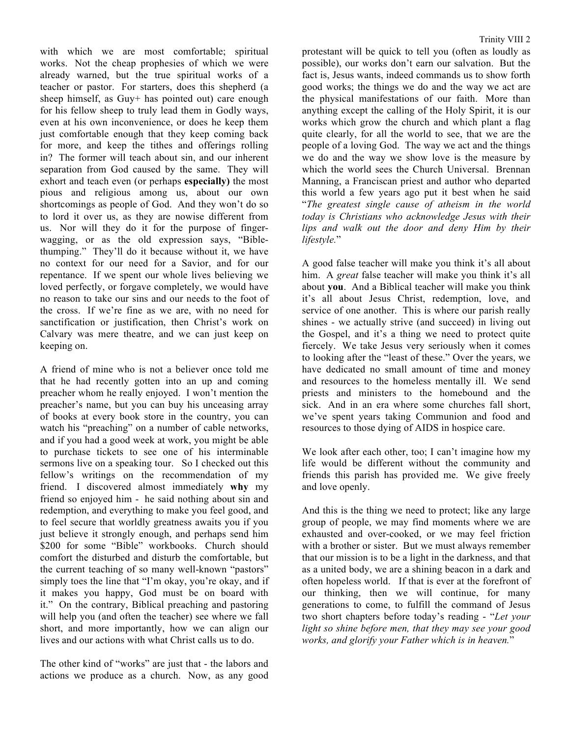with which we are most comfortable; spiritual works. Not the cheap prophesies of which we were already warned, but the true spiritual works of a teacher or pastor. For starters, does this shepherd (a sheep himself, as Guy+ has pointed out) care enough for his fellow sheep to truly lead them in Godly ways, even at his own inconvenience, or does he keep them just comfortable enough that they keep coming back for more, and keep the tithes and offerings rolling in? The former will teach about sin, and our inherent separation from God caused by the same. They will exhort and teach even (or perhaps **especially)** the most pious and religious among us, about our own shortcomings as people of God. And they won't do so to lord it over us, as they are nowise different from us. Nor will they do it for the purpose of finger-wagging, or as the old expression says, "Bible-thumping." They'll do it because without it, we have no context for our need for a Savior, and for our repentance. If we spent our whole lives believing we loved perfectly, or forgave completely, we would have no reason to take our sins and our needs to the foot of the cross. If we're fine as we are, with no need for sanctification or justification, then Christ's work on Calvary was mere theatre, and we can just keep on keeping on.

A friend of mine who is not a believer once told me that he had recently gotten into an up and coming preacher whom he really enjoyed. I won't mention the preacher's name, but you can buy his unceasing array of books at every book store in the country, you can watch his "preaching" on a number of cable networks, and if you had a good week at work, you might be able to purchase tickets to see one of his interminable sermons live on a speaking tour. So I checked out this fellow's writings on the recommendation of my friend. I discovered almost immediately **why** my friend so enjoyed him - he said nothing about sin and redemption, and everything to make you feel good, and to feel secure that worldly greatness awaits you if you just believe it strongly enough, and perhaps send him $200 for some "Bible" workbooks. Church should comfort the disturbed and disturb the comfortable, but the current teaching of so many well-known "pastors" simply toes the line that "I'm okay, you're okay, and if it makes you happy, God must be on board with it." On the contrary, Biblical preaching and pastoring will help you (and often the teacher) see where we fall short, and more importantly, how we can align our lives and our actions with what Christ calls us to do.

The other kind of "works" are just that - the labors and actions we produce as a church. Now, as any good protestant will be quick to tell you (often as loudly as possible), our works don't earn our salvation. But the fact is, Jesus wants, indeed commands us to show forth good works; the things we do and the way we act are the physical manifestations of our faith. More than anything except the calling of the Holy Spirit, it is our works which grow the church and which plant a flag quite clearly, for all the world to see, that we are the people of a loving God. The way we act and the things we do and the way we show love is the measure by which the world sees the Church Universal. Brennan Manning, a Franciscan priest and author who departed this world a few years ago put it best when he said "*The greatest single cause of atheism in the world today is Christians who acknowledge Jesus with their lips and walk out the door and deny Him by their lifestyle.*"

A good false teacher will make you think it's all about him. A *great* false teacher will make you think it's all about **you**. And a Biblical teacher will make you think it's all about Jesus Christ, redemption, love, and service of one another. This is where our parish really shines - we actually strive (and succeed) in living out the Gospel, and it's a thing we need to protect quite fiercely. We take Jesus very seriously when it comes to looking after the "least of these." Over the years, we have dedicated no small amount of time and money and resources to the homeless mentally ill. We send priests and ministers to the homebound and the sick. And in an era where some churches fall short, we've spent years taking Communion and food and resources to those dying of AIDS in hospice care.

We look after each other, too; I can't imagine how my life would be different without the community and friends this parish has provided me. We give freely and love openly.

And this is the thing we need to protect; like any large group of people, we may find moments where we are exhausted and over-cooked, or we may feel friction with a brother or sister. But we must always remember that our mission is to be a light in the darkness, and that as a united body, we are a shining beacon in a dark and often hopeless world. If that is ever at the forefront of our thinking, then we will continue, for many generations to come, to fulfill the command of Jesus two short chapters before today's reading - "*Let your light so shine before men, that they may see your good works, and glorify your Father which is in heaven.*"